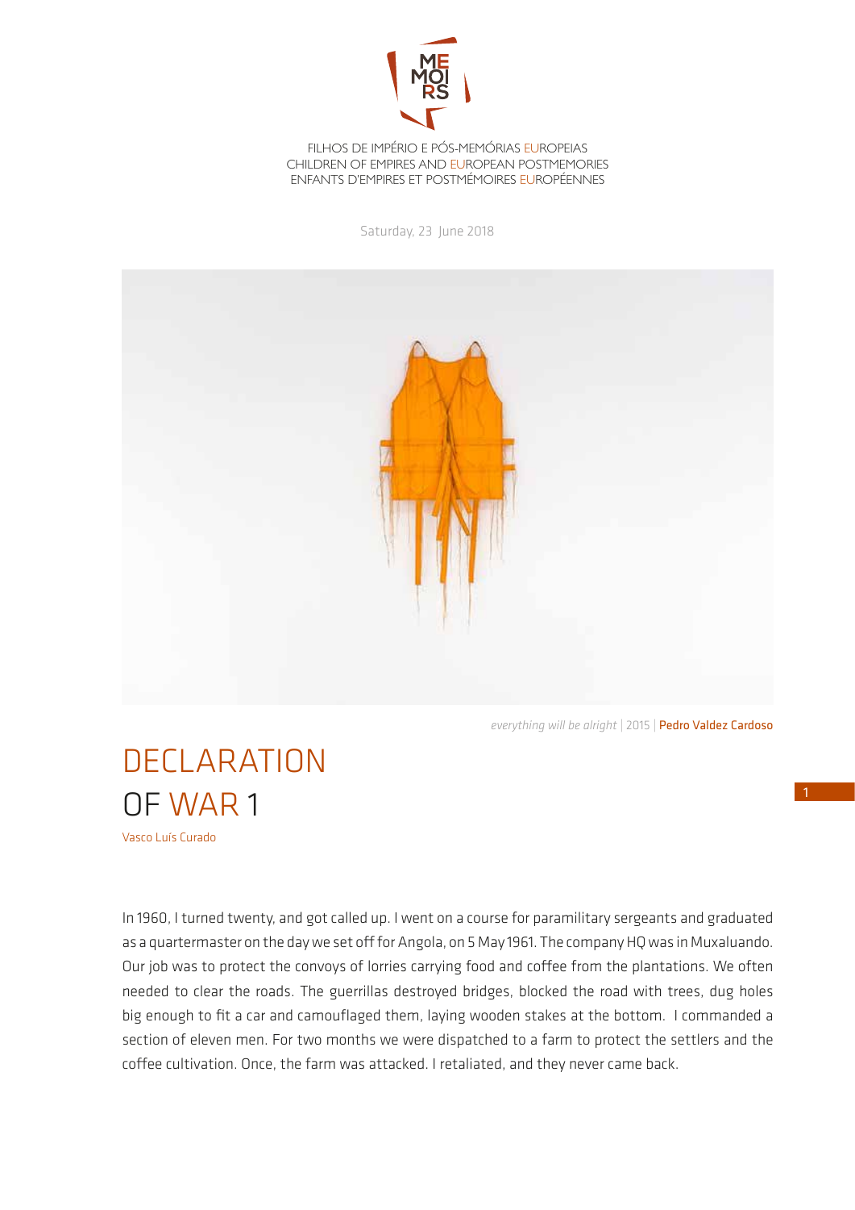MEMOIRS

FILHOS DE IMPÉRIO E PÓS-MEMÓRIAS EUROPEIAS
CHILDREN OF EMPIRES AND EUROPEAN POSTMEMORIES
ENFANTS D'EMPIRES ET POSTMÉMOIRES EUROPÉENNES

Saturday, 23 June 2018

*everything will be alright* | 2015 | Pedro Valdez Cardoso

# DECLARATION OF WAR 1

Vasco Luís Curado

In 1960, I turned twenty, and got called up. I went on a course for paramilitary sergeants and graduated as a quartermaster on the day we set off for Angola, on 5 May 1961. The company HQ was in Muxaluando. Our job was to protect the convoys of lorries carrying food and coffee from the plantations. We often needed to clear the roads. The guerrillas destroyed bridges, blocked the road with trees, dug holes big enough to fit a car and camouflaged them, laying wooden stakes at the bottom. I commanded a section of eleven men. For two months we were dispatched to a farm to protect the settlers and the coffee cultivation. Once, the farm was attacked. I retaliated, and they never came back.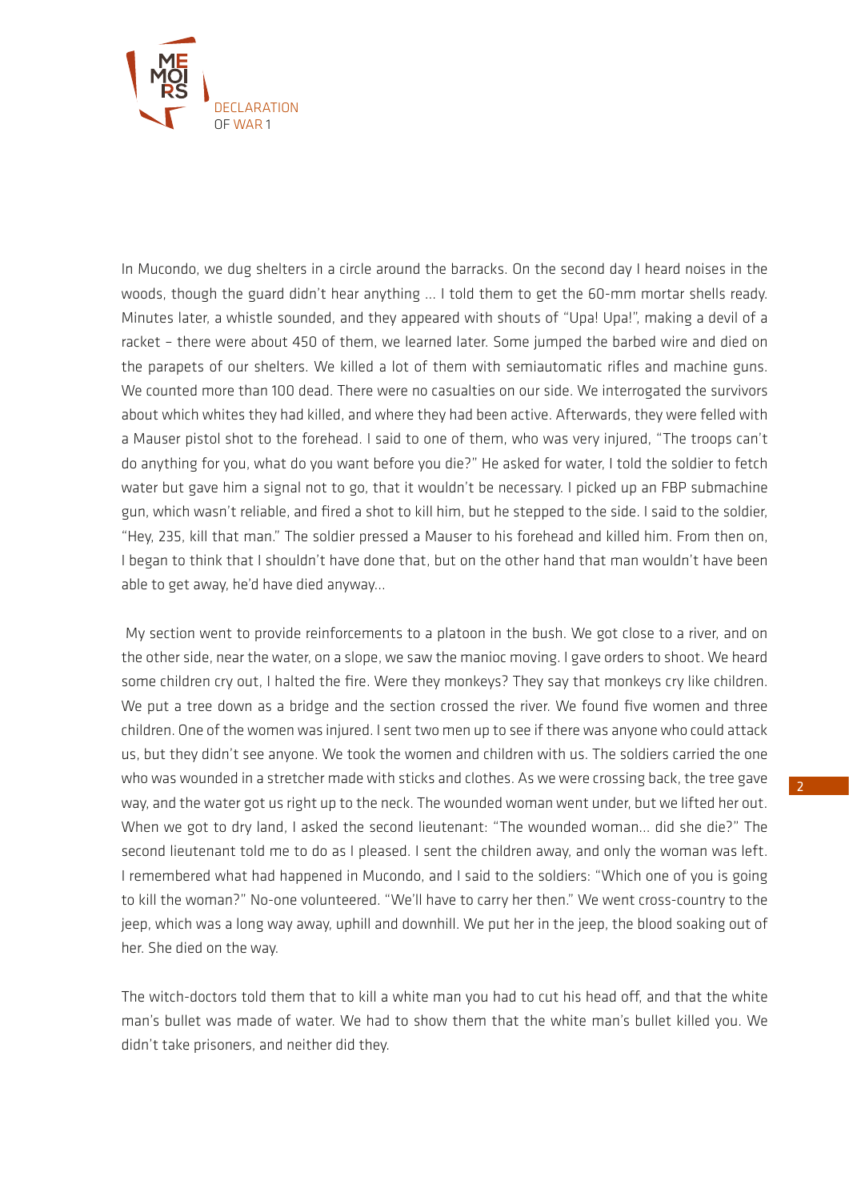In Mucondo, we dug shelters in a circle around the barracks. On the second day I heard noises in the woods, though the guard didn't hear anything ... I told them to get the 60-mm mortar shells ready. Minutes later, a whistle sounded, and they appeared with shouts of "Upa! Upa!", making a devil of a racket – there were about 450 of them, we learned later. Some jumped the barbed wire and died on the parapets of our shelters. We killed a lot of them with semiautomatic rifles and machine guns. We counted more than 100 dead. There were no casualties on our side. We interrogated the survivors about which whites they had killed, and where they had been active. Afterwards, they were felled with a Mauser pistol shot to the forehead. I said to one of them, who was very injured, "The troops can't do anything for you, what do you want before you die?" He asked for water, I told the soldier to fetch water but gave him a signal not to go, that it wouldn't be necessary. I picked up an FBP submachine gun, which wasn't reliable, and fired a shot to kill him, but he stepped to the side. I said to the soldier, "Hey, 235, kill that man." The soldier pressed a Mauser to his forehead and killed him. From then on, I began to think that I shouldn't have done that, but on the other hand that man wouldn't have been able to get away, he'd have died anyway...

My section went to provide reinforcements to a platoon in the bush. We got close to a river, and on the other side, near the water, on a slope, we saw the manioc moving. I gave orders to shoot. We heard some children cry out, I halted the fire. Were they monkeys? They say that monkeys cry like children. We put a tree down as a bridge and the section crossed the river. We found five women and three children. One of the women was injured. I sent two men up to see if there was anyone who could attack us, but they didn't see anyone. We took the women and children with us. The soldiers carried the one who was wounded in a stretcher made with sticks and clothes. As we were crossing back, the tree gave way, and the water got us right up to the neck. The wounded woman went under, but we lifted her out. When we got to dry land, I asked the second lieutenant: "The wounded woman... did she die?" The second lieutenant told me to do as I pleased. I sent the children away, and only the woman was left. I remembered what had happened in Mucondo, and I said to the soldiers: "Which one of you is going to kill the woman?" No-one volunteered. "We'll have to carry her then." We went cross-country to the jeep, which was a long way away, uphill and downhill. We put her in the jeep, the blood soaking out of her. She died on the way.

The witch-doctors told them that to kill a white man you had to cut his head off, and that the white man's bullet was made of water. We had to show them that the white man's bullet killed you. We didn't take prisoners, and neither did they.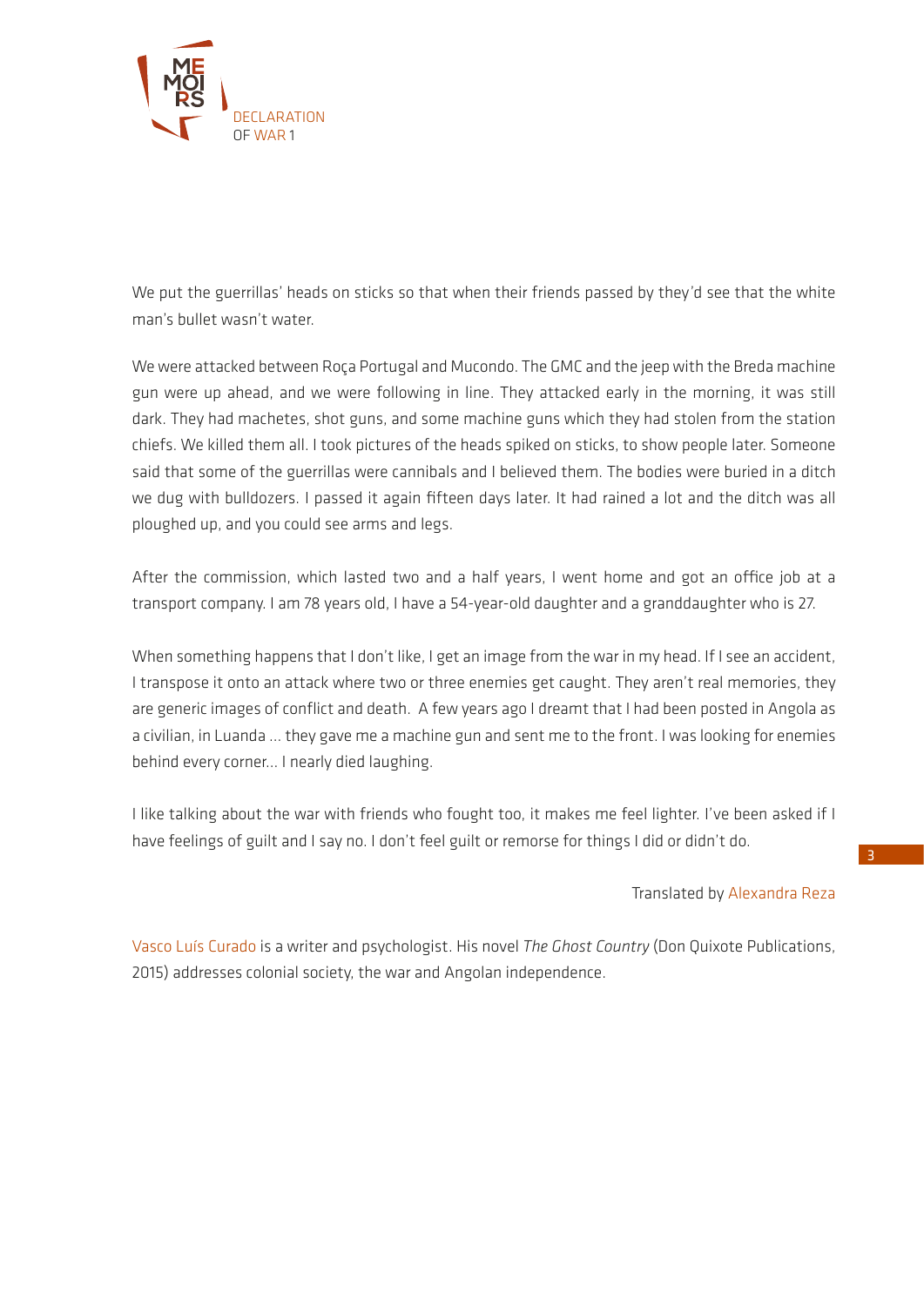We put the guerrillas' heads on sticks so that when their friends passed by they'd see that the white man's bullet wasn't water.

We were attacked between Roça Portugal and Mucondo. The GMC and the jeep with the Breda machine gun were up ahead, and we were following in line. They attacked early in the morning, it was still dark. They had machetes, shot guns, and some machine guns which they had stolen from the station chiefs. We killed them all. I took pictures of the heads spiked on sticks, to show people later. Someone said that some of the guerrillas were cannibals and I believed them. The bodies were buried in a ditch we dug with bulldozers. I passed it again fifteen days later. It had rained a lot and the ditch was all ploughed up, and you could see arms and legs.

After the commission, which lasted two and a half years, I went home and got an office job at a transport company. I am 78 years old, I have a 54-year-old daughter and a granddaughter who is 27.

When something happens that I don't like, I get an image from the war in my head. If I see an accident, I transpose it onto an attack where two or three enemies get caught. They aren't real memories, they are generic images of conflict and death. A few years ago I dreamt that I had been posted in Angola as a civilian, in Luanda ... they gave me a machine gun and sent me to the front. I was looking for enemies behind every corner... I nearly died laughing.

I like talking about the war with friends who fought too, it makes me feel lighter. I've been asked if I have feelings of guilt and I say no. I don't feel guilt or remorse for things I did or didn't do.

Translated by Alexandra Reza

Vasco Luís Curado is a writer and psychologist. His novel *The Ghost Country* (Don Quixote Publications, 2015) addresses colonial society, the war and Angolan independence.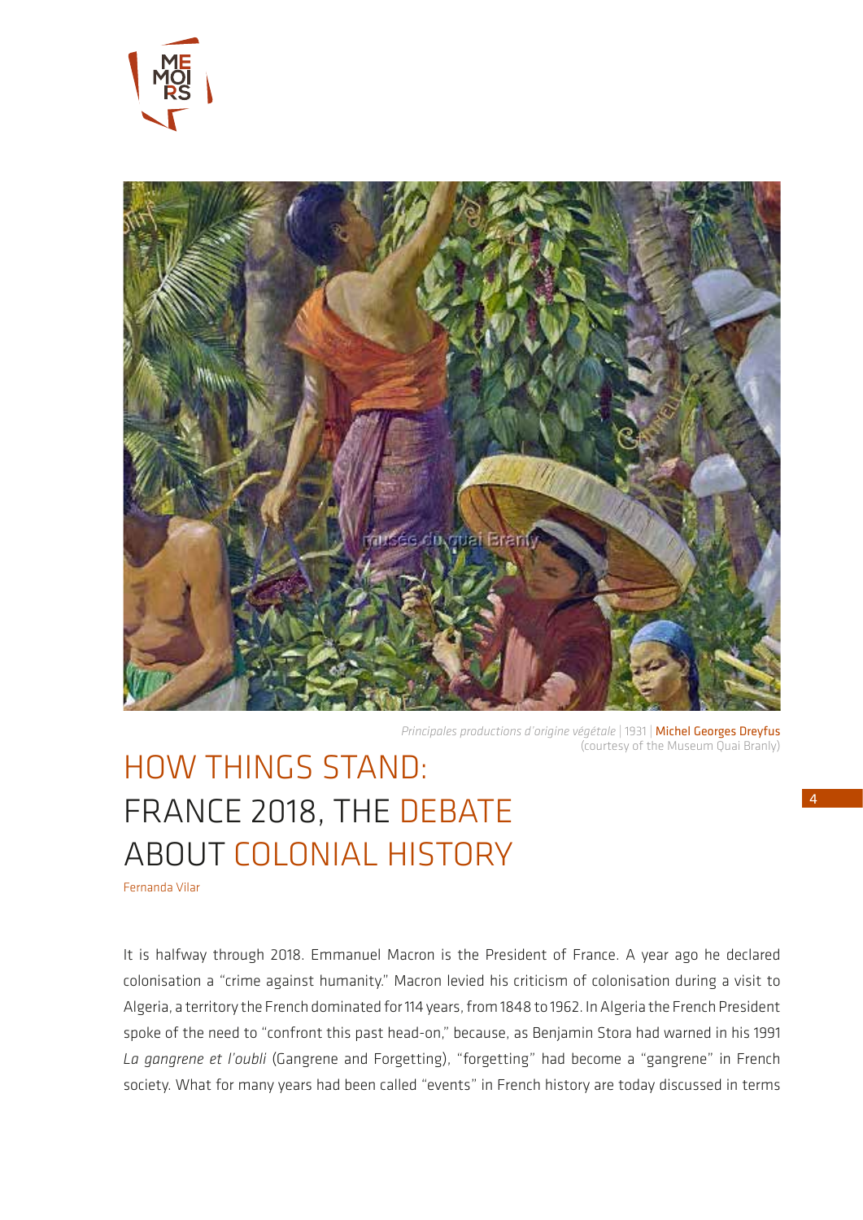*Principales productions d'origine végétale* | 1931 | Michel Georges Dreyfus
(courtesy of the Museum Quai Branly)

# HOW THINGS STAND: FRANCE 2018, THE DEBATE ABOUT COLONIAL HISTORY

Fernanda Vilar

It is halfway through 2018. Emmanuel Macron is the President of France. A year ago he declared colonisation a "crime against humanity." Macron levied his criticism of colonisation during a visit to Algeria, a territory the French dominated for 114 years, from 1848 to 1962. In Algeria the French President spoke of the need to "confront this past head-on," because, as Benjamin Stora had warned in his 1991 *La gangrene et l'oubli* (Gangrene and Forgetting), "forgetting" had become a "gangrene" in French society. What for many years had been called "events" in French history are today discussed in terms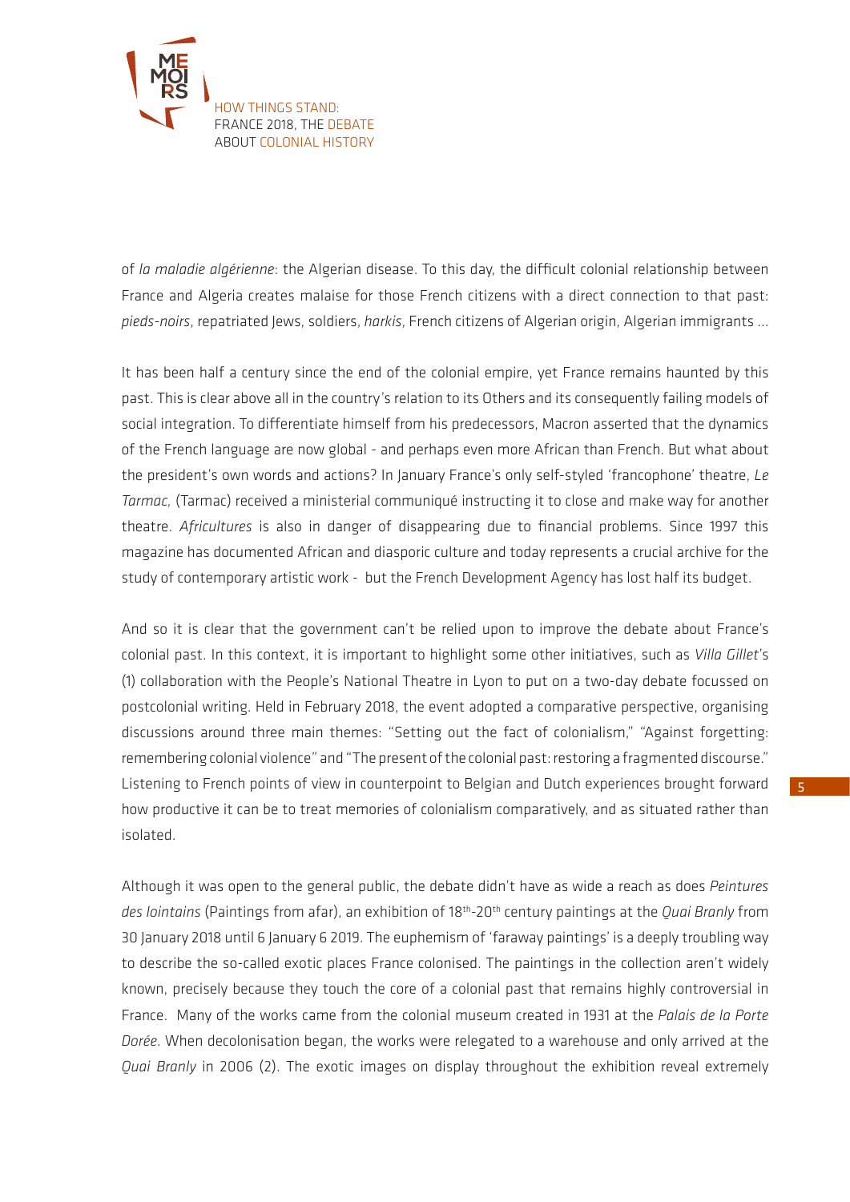of *la maladie algérienne*: the Algerian disease. To this day, the difficult colonial relationship between France and Algeria creates malaise for those French citizens with a direct connection to that past: *pieds-noirs*, repatriated Jews, soldiers, *harkis*, French citizens of Algerian origin, Algerian immigrants ...

It has been half a century since the end of the colonial empire, yet France remains haunted by this past. This is clear above all in the country's relation to its Others and its consequently failing models of social integration. To differentiate himself from his predecessors, Macron asserted that the dynamics of the French language are now global - and perhaps even more African than French. But what about the president's own words and actions? In January France's only self-styled 'francophone' theatre, *Le Tarmac,* (Tarmac) received a ministerial communiqué instructing it to close and make way for another theatre. *Africultures* is also in danger of disappearing due to financial problems. Since 1997 this magazine has documented African and diasporic culture and today represents a crucial archive for the study of contemporary artistic work - but the French Development Agency has lost half its budget.

And so it is clear that the government can't be relied upon to improve the debate about France's colonial past. In this context, it is important to highlight some other initiatives, such as *Villa Gillet*'s (1) collaboration with the People's National Theatre in Lyon to put on a two-day debate focussed on postcolonial writing. Held in February 2018, the event adopted a comparative perspective, organising discussions around three main themes: "Setting out the fact of colonialism," "Against forgetting: remembering colonial violence" and "The present of the colonial past: restoring a fragmented discourse." Listening to French points of view in counterpoint to Belgian and Dutch experiences brought forward how productive it can be to treat memories of colonialism comparatively, and as situated rather than isolated.

Although it was open to the general public, the debate didn't have as wide a reach as does *Peintures des lointains* (Paintings from afar), an exhibition of 18th-20th century paintings at the *Quai Branly* from 30 January 2018 until 6 January 6 2019. The euphemism of 'faraway paintings' is a deeply troubling way to describe the so-called exotic places France colonised. The paintings in the collection aren't widely known, precisely because they touch the core of a colonial past that remains highly controversial in France. Many of the works came from the colonial museum created in 1931 at the *Palais de la Porte Dorée*. When decolonisation began, the works were relegated to a warehouse and only arrived at the *Quai Branly* in 2006 (2). The exotic images on display throughout the exhibition reveal extremely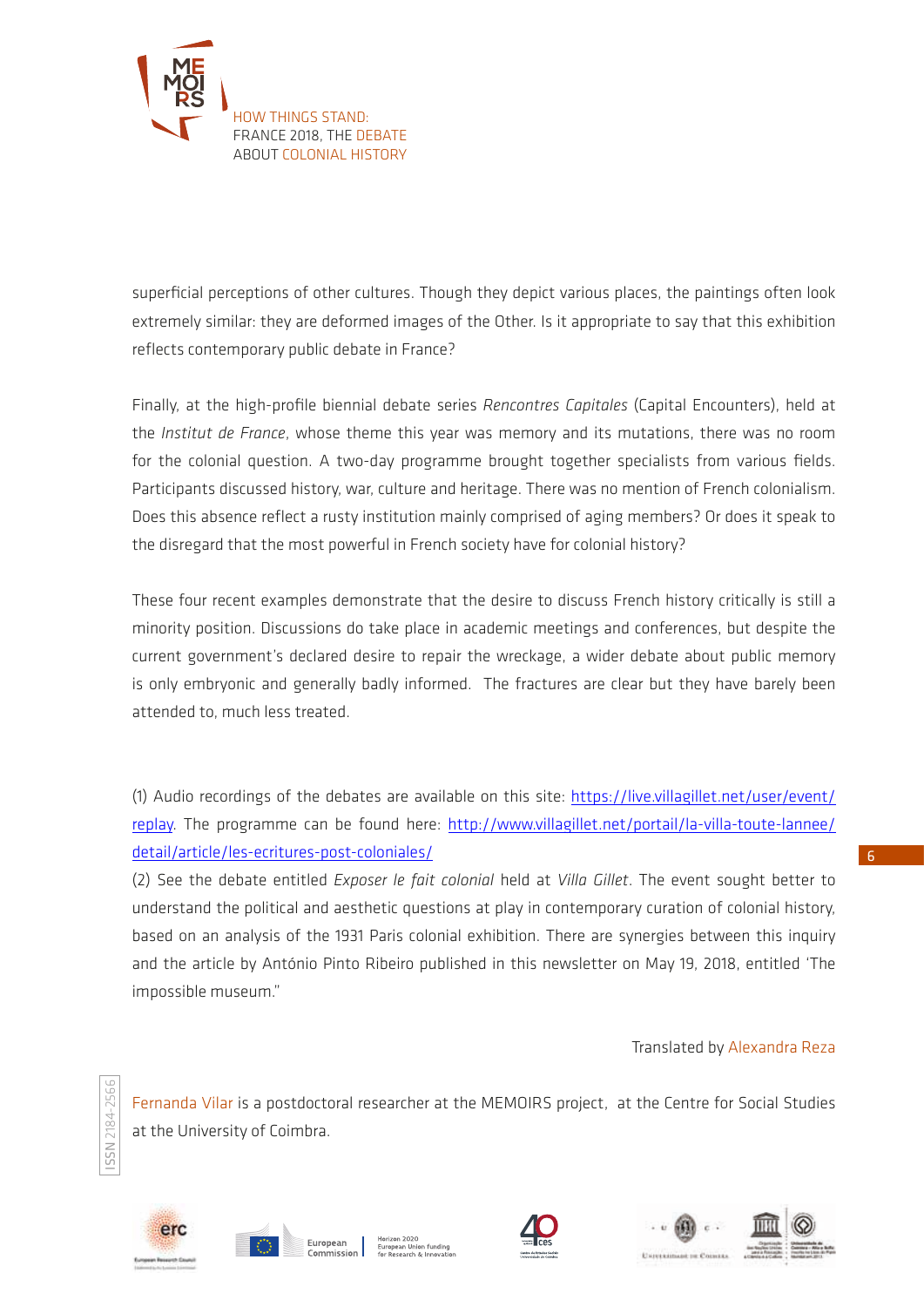superficial perceptions of other cultures. Though they depict various places, the paintings often look extremely similar: they are deformed images of the Other. Is it appropriate to say that this exhibition reflects contemporary public debate in France?

Finally, at the high-profile biennial debate series *Rencontres Capitales* (Capital Encounters), held at the *Institut de France*, whose theme this year was memory and its mutations, there was no room for the colonial question. A two-day programme brought together specialists from various fields. Participants discussed history, war, culture and heritage. There was no mention of French colonialism. Does this absence reflect a rusty institution mainly comprised of aging members? Or does it speak to the disregard that the most powerful in French society have for colonial history?

These four recent examples demonstrate that the desire to discuss French history critically is still a minority position. Discussions do take place in academic meetings and conferences, but despite the current government's declared desire to repair the wreckage, a wider debate about public memory is only embryonic and generally badly informed. The fractures are clear but they have barely been attended to, much less treated.

(1) Audio recordings of the debates are available on this site: https://live.villagillet.net/user/event/replay. The programme can be found here: http://www.villagillet.net/portail/la-villa-toute-lannee/detail/article/les-ecritures-post-coloniales/

(2) See the debate entitled *Exposer le fait colonial* held at *Villa Gillet*. The event sought better to understand the political and aesthetic questions at play in contemporary curation of colonial history, based on an analysis of the 1931 Paris colonial exhibition. There are synergies between this inquiry and the article by António Pinto Ribeiro published in this newsletter on May 19, 2018, entitled 'The impossible museum."

Translated by Alexandra Reza

Fernanda Vilar is a postdoctoral researcher at the MEMOIRS project, at the Centre for Social Studies at the University of Coimbra.

ISSN 2184-2566